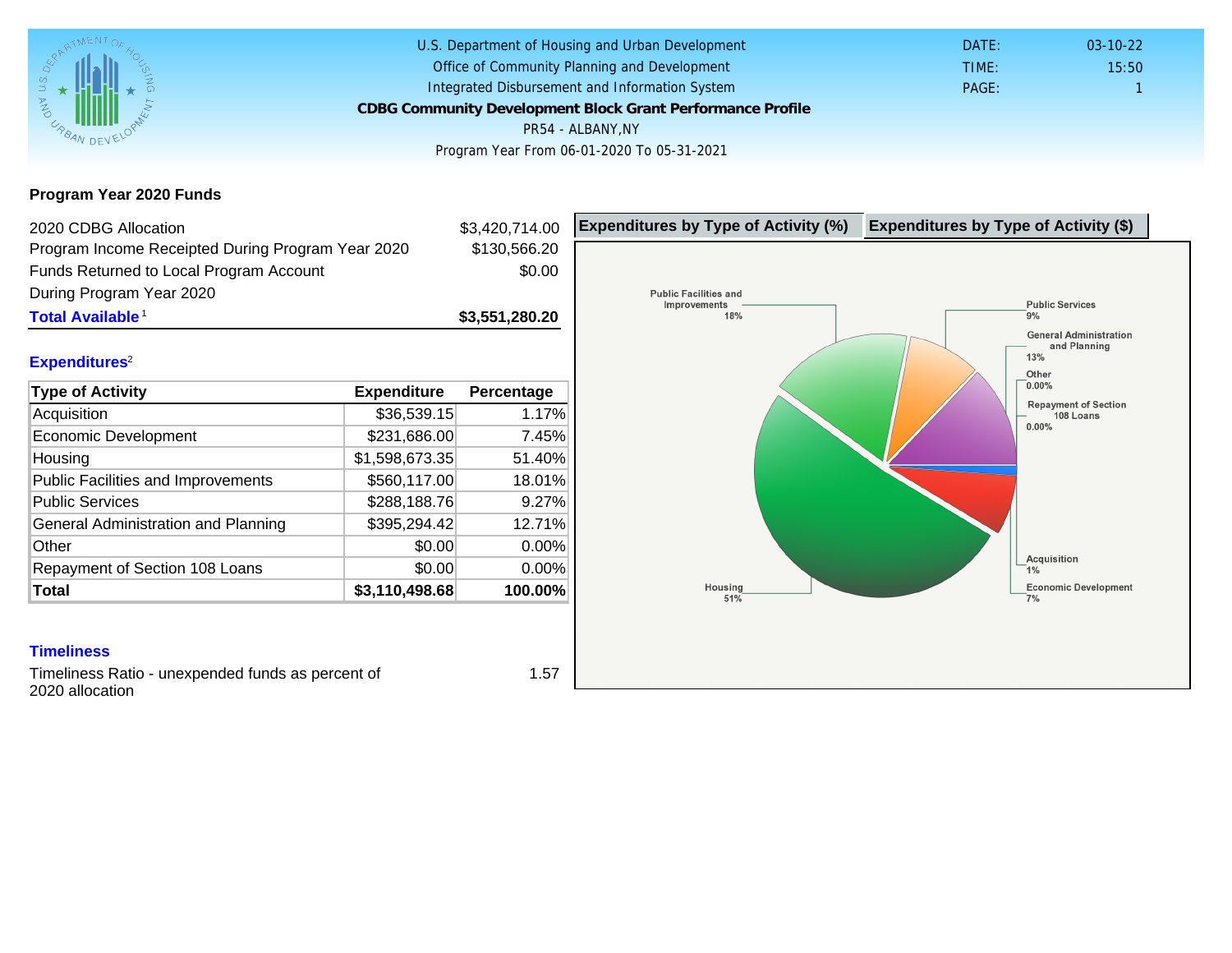U.S. Department of Housing and Urban Development
Office of Community Planning and Development
Integrated Disbursement and Information System

**CDBG Community Development Block Grant Performance Profile**

PR54 - ALBANY,NY

Program Year From 06-01-2020 To 05-31-2021

DATE: 03-10-22
TIME: 15:50
PAGE: 1

## Program Year 2020 Funds

| | |
|---|---|
| 2020 CDBG Allocation | $3,420,714.00 |
| Program Income Receipted During Program Year 2020 | $130,566.20 |
| Funds Returned to Local Program Account During Program Year 2020 | $0.00 |
| **Total Available**[1] | **$3,551,280.20** |

## Expenditures[2]

| Type of Activity | Expenditure | Percentage |
|---|---|---|
| Acquisition | $36,539.15 | 1.17% |
| Economic Development | $231,686.00 | 7.45% |
| Housing | $1,598,673.35 | 51.40% |
| Public Facilities and Improvements | $560,117.00 | 18.01% |
| Public Services | $288,188.76 | 9.27% |
| General Administration and Planning | $395,294.42 | 12.71% |
| Other | $0.00 | 0.00% |
| Repayment of Section 108 Loans | $0.00 | 0.00% |
| **Total** | **$3,110,498.68** | **100.00%** |

**Expenditures by Type of Activity (%)** | **Expenditures by Type of Activity ($)**

Public Facilities and Improvements 18%
Public Services 9%
General Administration and Planning 13%
Other 0.00%
Repayment of Section 108 Loans 0.00%
Acquisition 1%
Economic Development 7%
Housing 51%

## Timeliness

Timeliness Ratio - unexpended funds as percent of 2020 allocation: 1.57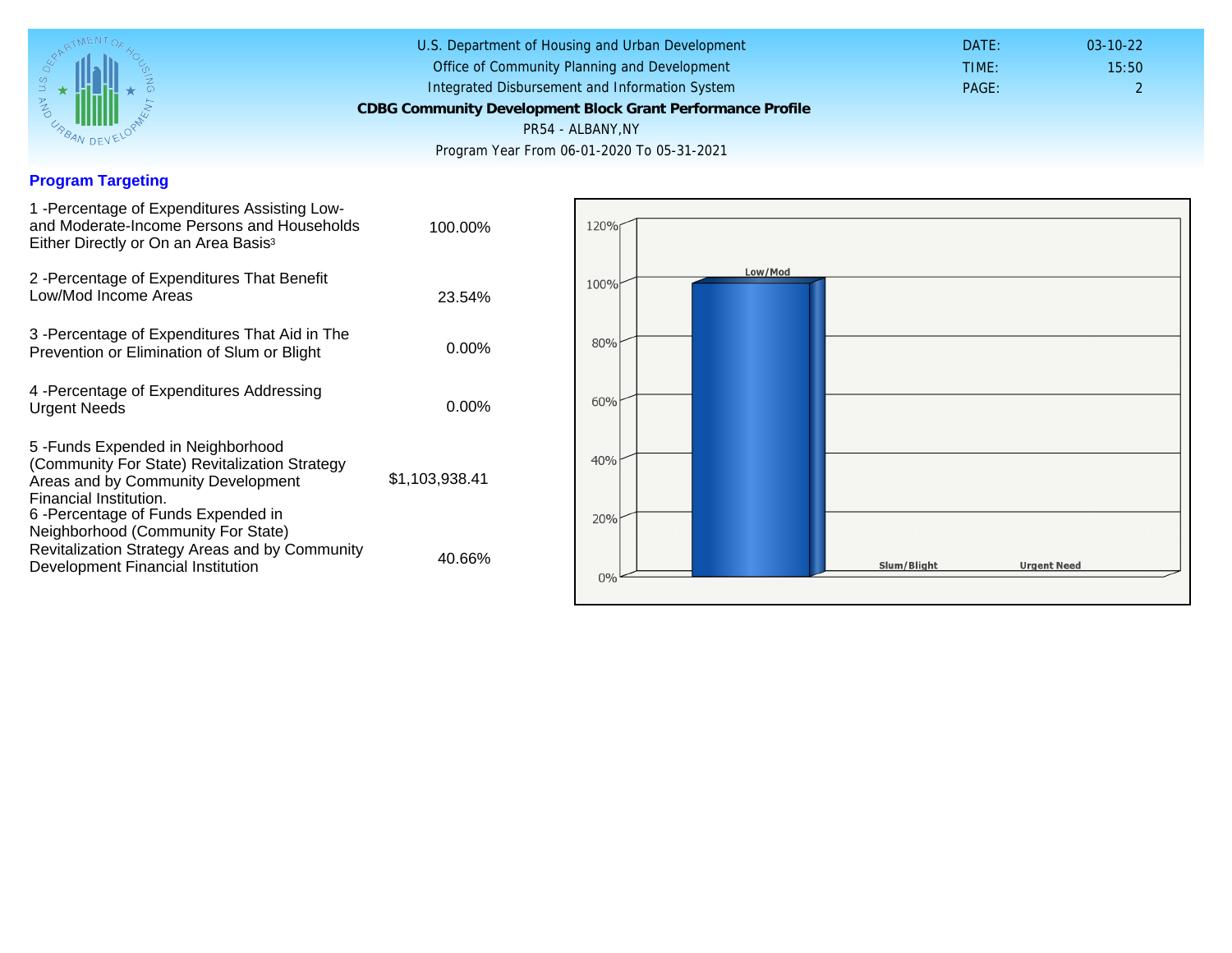U.S. Department of Housing and Urban Development
Office of Community Planning and Development
Integrated Disbursement and Information System

**CDBG Community Development Block Grant Performance Profile**

PR54 - ALBANY,NY

Program Year From 06-01-2020 To 05-31-2021

DATE: 03-10-22
TIME: 15:50
PAGE: 2

## Program Targeting

| | |
|---|---|
| 1 -Percentage of Expenditures Assisting Low- and Moderate-Income Persons and Households Either Directly or On an Area Basis[3] | 100.00% |
| 2 -Percentage of Expenditures That Benefit Low/Mod Income Areas | 23.54% |
| 3 -Percentage of Expenditures That Aid in The Prevention or Elimination of Slum or Blight | 0.00% |
| 4 -Percentage of Expenditures Addressing Urgent Needs | 0.00% |
| 5 -Funds Expended in Neighborhood (Community For State) Revitalization Strategy Areas and by Community Development Financial Institution. | $1,103,938.41 |
| 6 -Percentage of Funds Expended in Neighborhood (Community For State) Revitalization Strategy Areas and by Community Development Financial Institution | 40.66% |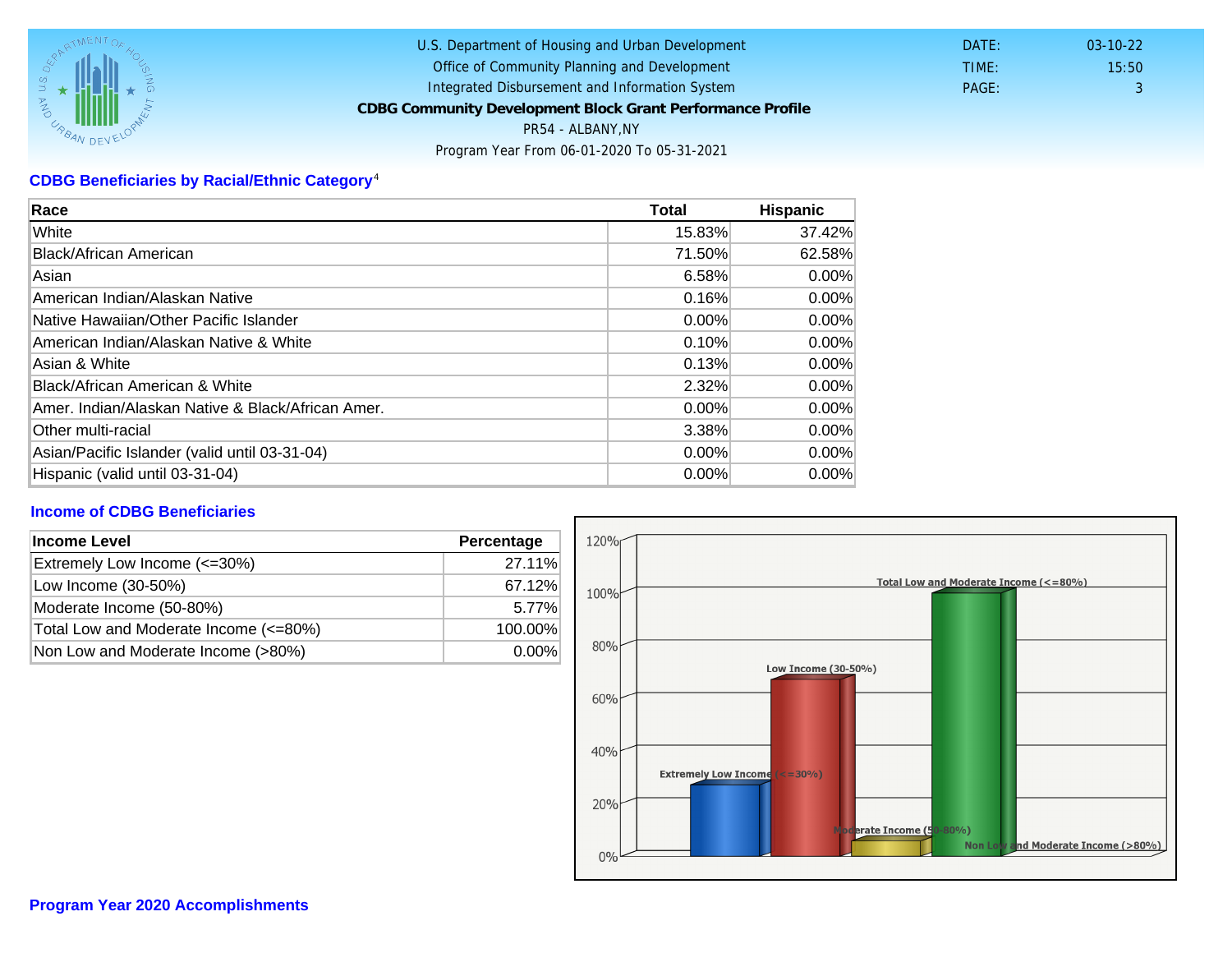U.S. Department of Housing and Urban Development
Office of Community Planning and Development
Integrated Disbursement and Information System
**CDBG Community Development Block Grant Performance Profile**
PR54 - ALBANY,NY
Program Year From 06-01-2020 To 05-31-2021

DATE: 03-10-22
TIME: 15:50
PAGE: 3

## CDBG Beneficiaries by Racial/Ethnic Category[4]

| Race | Total | Hispanic |
|---|---|---|
| White | 15.83% | 37.42% |
| Black/African American | 71.50% | 62.58% |
| Asian | 6.58% | 0.00% |
| American Indian/Alaskan Native | 0.16% | 0.00% |
| Native Hawaiian/Other Pacific Islander | 0.00% | 0.00% |
| American Indian/Alaskan Native & White | 0.10% | 0.00% |
| Asian & White | 0.13% | 0.00% |
| Black/African American & White | 2.32% | 0.00% |
| Amer. Indian/Alaskan Native & Black/African Amer. | 0.00% | 0.00% |
| Other multi-racial | 3.38% | 0.00% |
| Asian/Pacific Islander (valid until 03-31-04) | 0.00% | 0.00% |
| Hispanic (valid until 03-31-04) | 0.00% | 0.00% |

## Income of CDBG Beneficiaries

| Income Level | Percentage |
|---|---|
| Extremely Low Income (<=30%) | 27.11% |
| Low Income (30-50%) | 67.12% |
| Moderate Income (50-80%) | 5.77% |
| Total Low and Moderate Income (<=80%) | 100.00% |
| Non Low and Moderate Income (>80%) | 0.00% |

## Program Year 2020 Accomplishments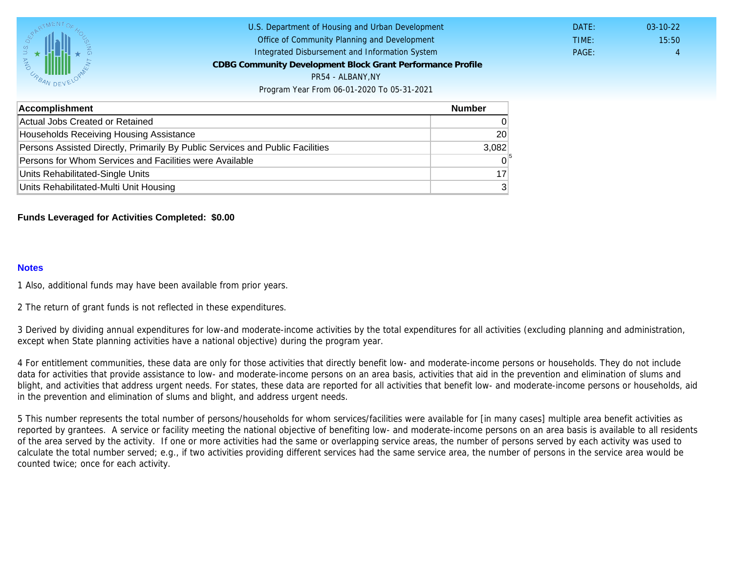U.S. Department of Housing and Urban Development
Office of Community Planning and Development
Integrated Disbursement and Information System
**CDBG Community Development Block Grant Performance Profile**
PR54 - ALBANY,NY
Program Year From 06-01-2020 To 05-31-2021

DATE: 03-10-22
TIME: 15:50

| Accomplishment | Number |
|---|---|
| Actual Jobs Created or Retained | 0 |
| Households Receiving Housing Assistance | 20 |
| Persons Assisted Directly, Primarily By Public Services and Public Facilities | 3,082 |
| Persons for Whom Services and Facilities were Available | 0 [5] |
| Units Rehabilitated-Single Units | 17 |
| Units Rehabilitated-Multi Unit Housing | 3 |

**Funds Leveraged for Activities Completed: $0.00**

## Notes

1 Also, additional funds may have been available from prior years.

2 The return of grant funds is not reflected in these expenditures.

3 Derived by dividing annual expenditures for low-and moderate-income activities by the total expenditures for all activities (excluding planning and administration, except when State planning activities have a national objective) during the program year.

4 For entitlement communities, these data are only for those activities that directly benefit low- and moderate-income persons or households. They do not include data for activities that provide assistance to low- and moderate-income persons on an area basis, activities that aid in the prevention and elimination of slums and blight, and activities that address urgent needs. For states, these data are reported for all activities that benefit low- and moderate-income persons or households, aid in the prevention and elimination of slums and blight, and address urgent needs.

5 This number represents the total number of persons/households for whom services/facilities were available for [in many cases] multiple area benefit activities as reported by grantees. A service or facility meeting the national objective of benefiting low- and moderate-income persons on an area basis is available to all residents of the area served by the activity. If one or more activities had the same or overlapping service areas, the number of persons served by each activity was used to calculate the total number served; e.g., if two activities providing different services had the same service area, the number of persons in the service area would be counted twice; once for each activity.